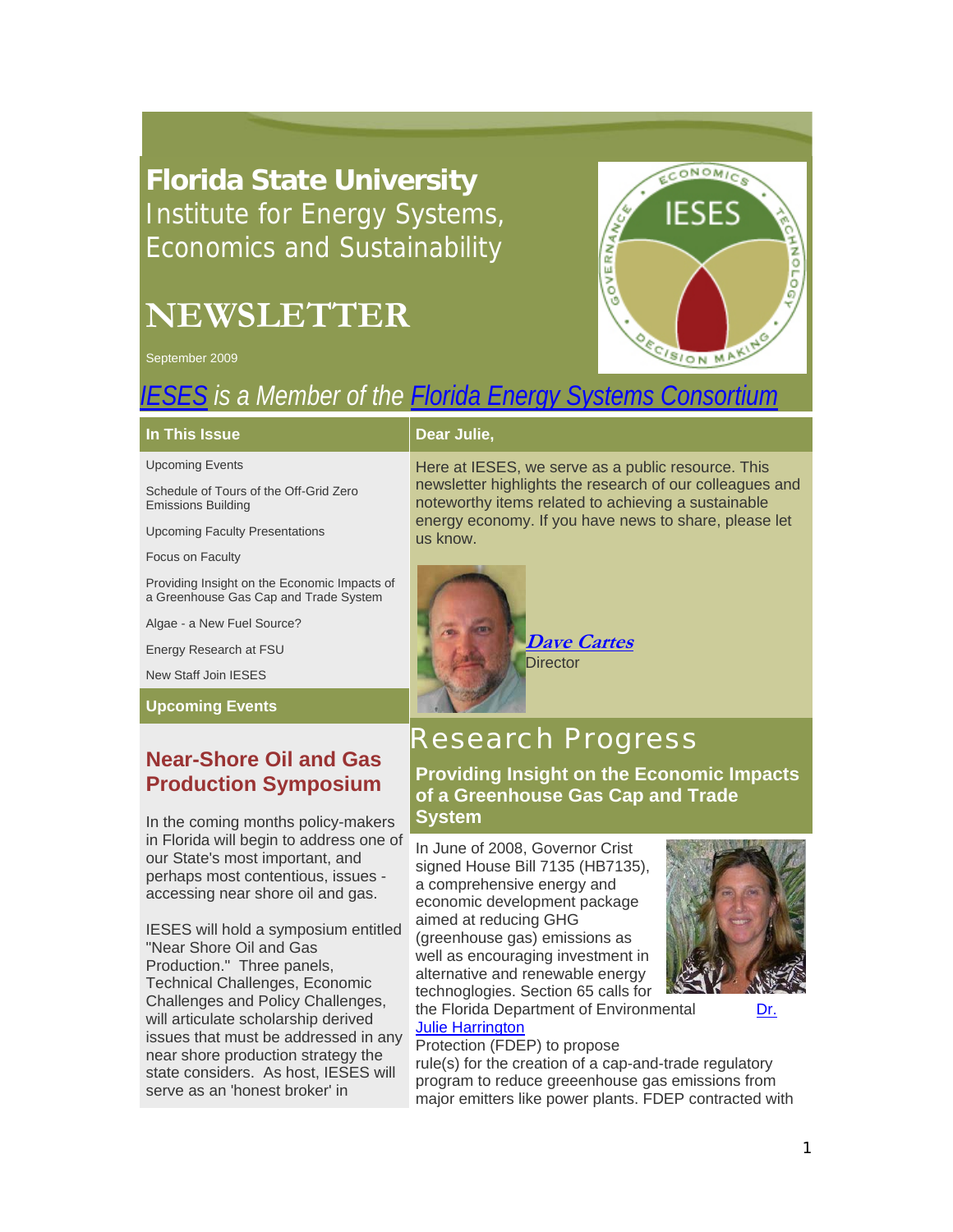# Florida State University

Institute for Energy Systems, Economics and Sustainability

# NEWSLETTER

September 2009

*IESES is a Member of the Florida Energy Systems Consortium*

## In This Issue

- Upcoming Events
- Schedule of Tours of the Off-Grid Zero Emissions Building
- Upcoming Faculty Presentations
- Focus on Faculty
- Providing Insight on the Economic Impacts of a Greenhouse Gas Cap and Trade System
- Algae - a New Fuel Source?
- Energy Research at FSU
- New Staff Join IESES

## Dear Julie,

Here at IESES, we serve as a public resource. This newsletter highlights the research of our colleagues and noteworthy items related to achieving a sustainable energy economy. If you have news to share, please let us know.

***Dave Cartes***
Director

## Upcoming Events

### Near-Shore Oil and Gas Production Symposium

In the coming months policy-makers in Florida will begin to address one of our State's most important, and perhaps most contentious, issues - accessing near shore oil and gas.

IESES will hold a symposium entitled "Near Shore Oil and Gas Production." Three panels, Technical Challenges, Economic Challenges and Policy Challenges, will articulate scholarship derived issues that must be addressed in any near shore production strategy the state considers. As host, IESES will serve as an 'honest broker' in

## Research Progress

### Providing Insight on the Economic Impacts of a Greenhouse Gas Cap and Trade System

Dr. Julie Harrington

In June of 2008, Governor Crist signed House Bill 7135 (HB7135), a comprehensive energy and economic development package aimed at reducing GHG (greenhouse gas) emissions as well as encouraging investment in alternative and renewable energy technoglogies. Section 65 calls for the Florida Department of Environmental Protection (FDEP) to propose rule(s) for the creation of a cap-and-trade regulatory program to reduce greeenhouse gas emissions from major emitters like power plants. FDEP contracted with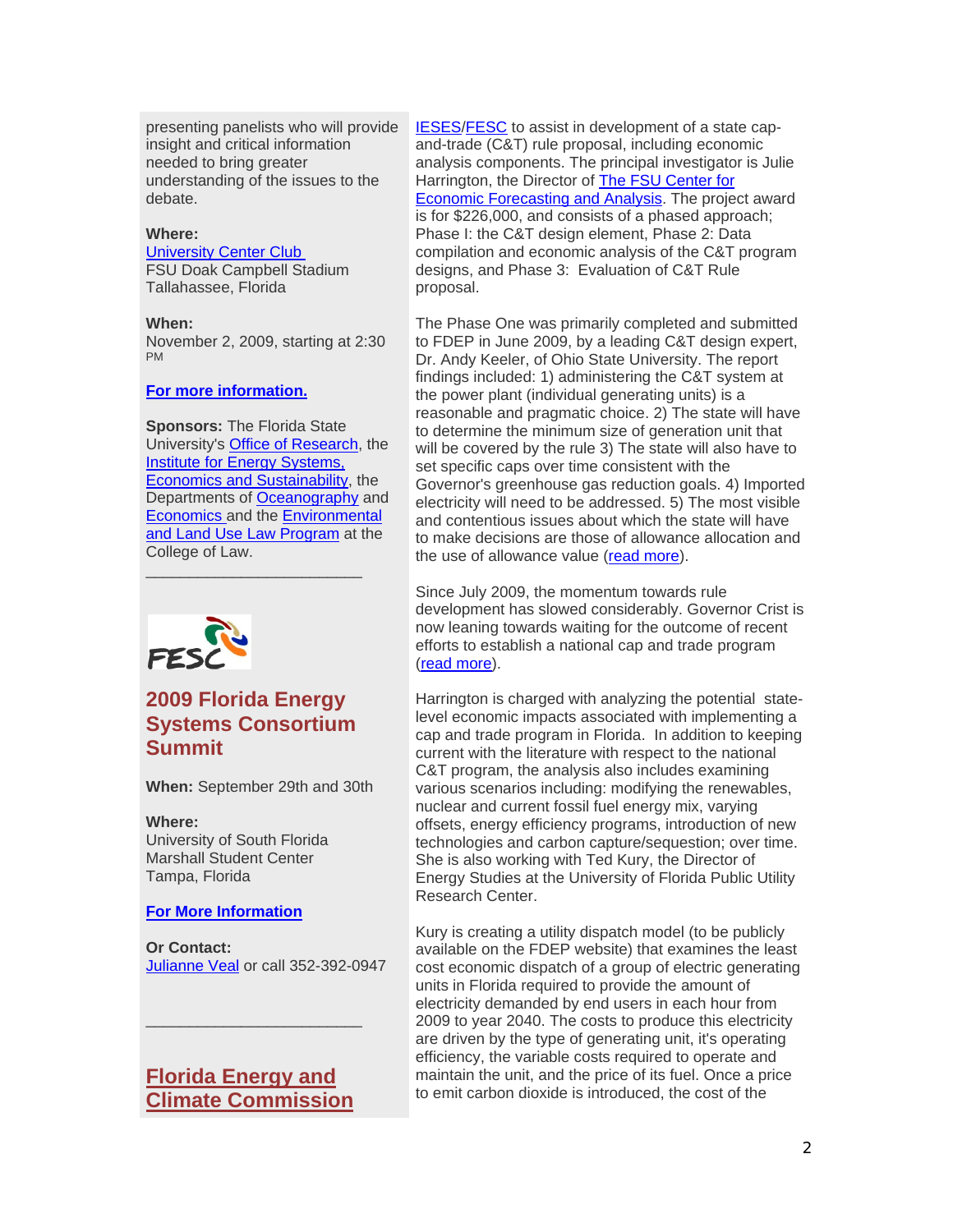presenting panelists who will provide insight and critical information needed to bring greater understanding of the issues to the debate.

**Where:**
University Center Club
FSU Doak Campbell Stadium
Tallahassee, Florida

**When:**
November 2, 2009, starting at 2:30 PM

**For more information.**

**Sponsors:** The Florida State University's Office of Research, the Institute for Energy Systems, Economics and Sustainability, the Departments of Oceanography and Economics and the Environmental and Land Use Law Program at the College of Law.

---

FESC

## 2009 Florida Energy Systems Consortium Summit

**When:** September 29th and 30th

**Where:**
University of South Florida
Marshall Student Center
Tampa, Florida

**For More Information**

**Or Contact:**
Julianne Veal or call 352-392-0947

---

## Florida Energy and Climate Commission

IESES/FESC to assist in development of a state cap-and-trade (C&T) rule proposal, including economic analysis components. The principal investigator is Julie Harrington, the Director of The FSU Center for Economic Forecasting and Analysis. The project award is for $226,000, and consists of a phased approach; Phase I: the C&T design element, Phase 2: Data compilation and economic analysis of the C&T program designs, and Phase 3: Evaluation of C&T Rule proposal.

The Phase One was primarily completed and submitted to FDEP in June 2009, by a leading C&T design expert, Dr. Andy Keeler, of Ohio State University. The report findings included: 1) administering the C&T system at the power plant (individual generating units) is a reasonable and pragmatic choice. 2) The state will have to determine the minimum size of generation unit that will be covered by the rule 3) The state will also have to set specific caps over time consistent with the Governor's greenhouse gas reduction goals. 4) Imported electricity will need to be addressed. 5) The most visible and contentious issues about which the state will have to make decisions are those of allowance allocation and the use of allowance value (read more).

Since July 2009, the momentum towards rule development has slowed considerably. Governor Crist is now leaning towards waiting for the outcome of recent efforts to establish a national cap and trade program (read more).

Harrington is charged with analyzing the potential state-level economic impacts associated with implementing a cap and trade program in Florida. In addition to keeping current with the literature with respect to the national C&T program, the analysis also includes examining various scenarios including: modifying the renewables, nuclear and current fossil fuel energy mix, varying offsets, energy efficiency programs, introduction of new technologies and carbon capture/sequestion; over time. She is also working with Ted Kury, the Director of Energy Studies at the University of Florida Public Utility Research Center.

Kury is creating a utility dispatch model (to be publicly available on the FDEP website) that examines the least cost economic dispatch of a group of electric generating units in Florida required to provide the amount of electricity demanded by end users in each hour from 2009 to year 2040. The costs to produce this electricity are driven by the type of generating unit, it's operating efficiency, the variable costs required to operate and maintain the unit, and the price of its fuel. Once a price to emit carbon dioxide is introduced, the cost of the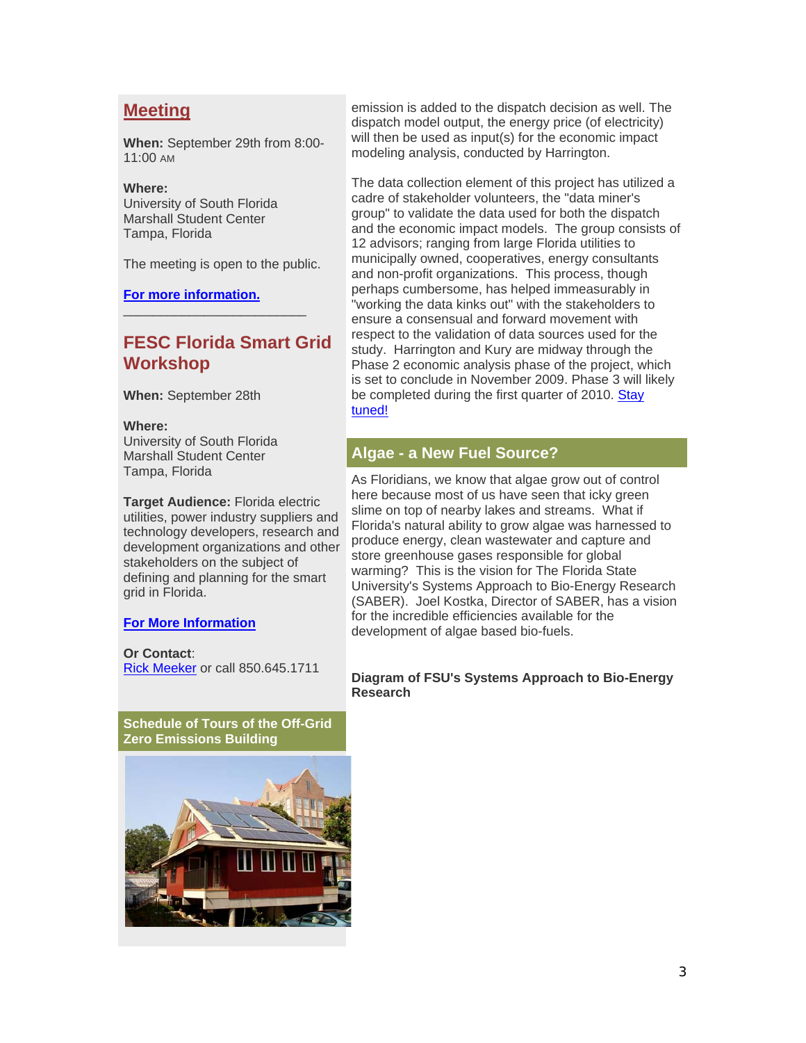## Meeting

**When:** September 29th from 8:00-11:00 AM

**Where:**
University of South Florida
Marshall Student Center
Tampa, Florida

The meeting is open to the public.

**For more information.**

---

## FESC Florida Smart Grid Workshop

**When:** September 28th

**Where:**
University of South Florida
Marshall Student Center
Tampa, Florida

**Target Audience:** Florida electric utilities, power industry suppliers and technology developers, research and development organizations and other stakeholders on the subject of defining and planning for the smart grid in Florida.

**For More Information**

**Or Contact**:
Rick Meeker or call 850.645.1711

### Schedule of Tours of the Off-Grid Zero Emissions Building

emission is added to the dispatch decision as well. The dispatch model output, the energy price (of electricity) will then be used as input(s) for the economic impact modeling analysis, conducted by Harrington.

The data collection element of this project has utilized a cadre of stakeholder volunteers, the "data miner's group" to validate the data used for both the dispatch and the economic impact models. The group consists of 12 advisors; ranging from large Florida utilities to municipally owned, cooperatives, energy consultants and non-profit organizations. This process, though perhaps cumbersome, has helped immeasurably in "working the data kinks out" with the stakeholders to ensure a consensual and forward movement with respect to the validation of data sources used for the study. Harrington and Kury are midway through the Phase 2 economic analysis phase of the project, which is set to conclude in November 2009. Phase 3 will likely be completed during the first quarter of 2010. Stay tuned!

## Algae - a New Fuel Source?

As Floridians, we know that algae grow out of control here because most of us have seen that icky green slime on top of nearby lakes and streams. What if Florida's natural ability to grow algae was harnessed to produce energy, clean wastewater and capture and store greenhouse gases responsible for global warming? This is the vision for The Florida State University's Systems Approach to Bio-Energy Research (SABER). Joel Kostka, Director of SABER, has a vision for the incredible efficiencies available for the development of algae based bio-fuels.

**Diagram of FSU's Systems Approach to Bio-Energy Research**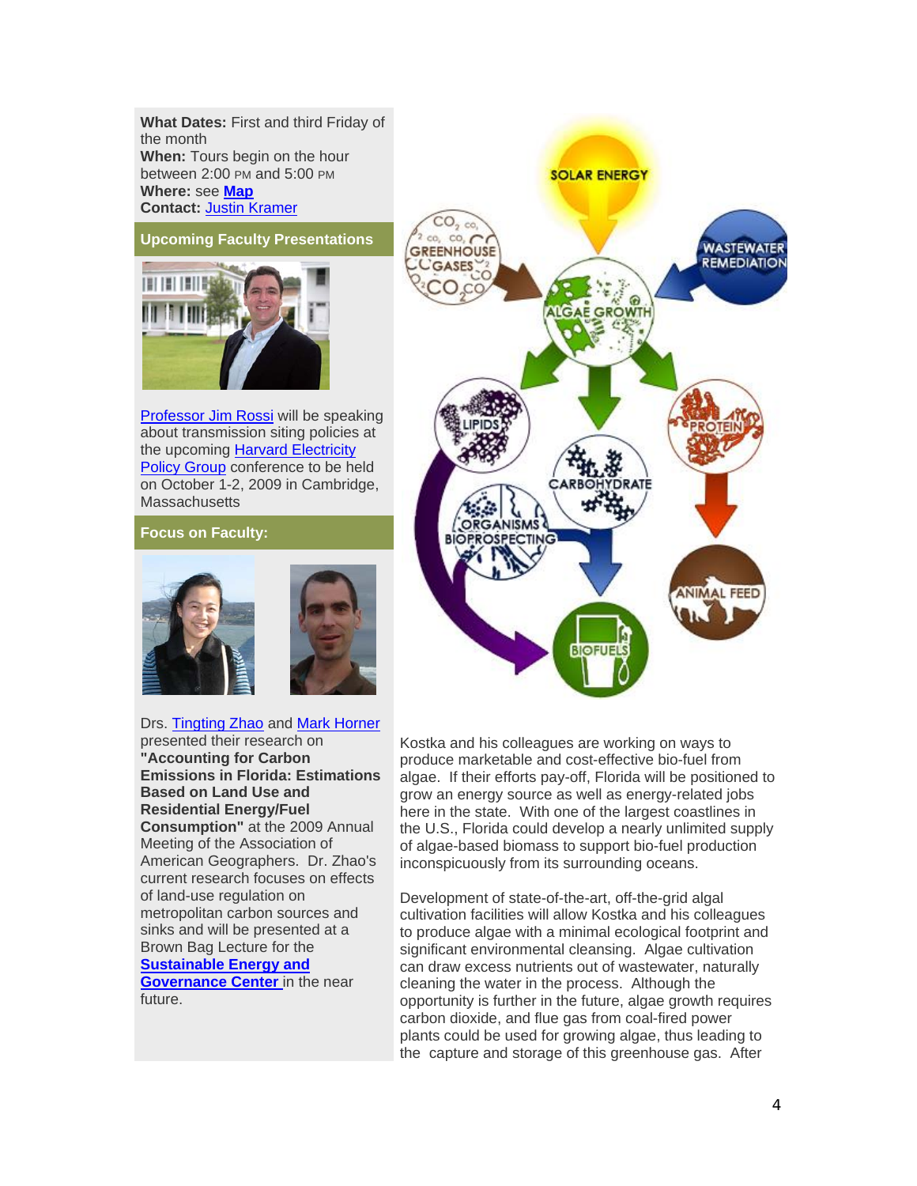**What Dates:** First and third Friday of the month
**When:** Tours begin on the hour between 2:00 PM and 5:00 PM
**Where:** see **Map**
**Contact:** Justin Kramer

## Upcoming Faculty Presentations

Professor Jim Rossi will be speaking about transmission siting policies at the upcoming Harvard Electricity Policy Group conference to be held on October 1-2, 2009 in Cambridge, Massachusetts

## Focus on Faculty:

Drs. Tingting Zhao and Mark Horner presented their research on **"Accounting for Carbon Emissions in Florida: Estimations Based on Land Use and Residential Energy/Fuel Consumption"** at the 2009 Annual Meeting of the Association of American Geographers. Dr. Zhao's current research focuses on effects of land-use regulation on metropolitan carbon sources and sinks and will be presented at a Brown Bag Lecture for the **Sustainable Energy and Governance Center** in the near future.

Kostka and his colleagues are working on ways to produce marketable and cost-effective bio-fuel from algae. If their efforts pay-off, Florida will be positioned to grow an energy source as well as energy-related jobs here in the state. With one of the largest coastlines in the U.S., Florida could develop a nearly unlimited supply of algae-based biomass to support bio-fuel production inconspicuously from its surrounding oceans.

Development of state-of-the-art, off-the-grid algal cultivation facilities will allow Kostka and his colleagues to produce algae with a minimal ecological footprint and significant environmental cleansing. Algae cultivation can draw excess nutrients out of wastewater, naturally cleaning the water in the process. Although the opportunity is further in the future, algae growth requires carbon dioxide, and flue gas from coal-fired power plants could be used for growing algae, thus leading to the capture and storage of this greenhouse gas. After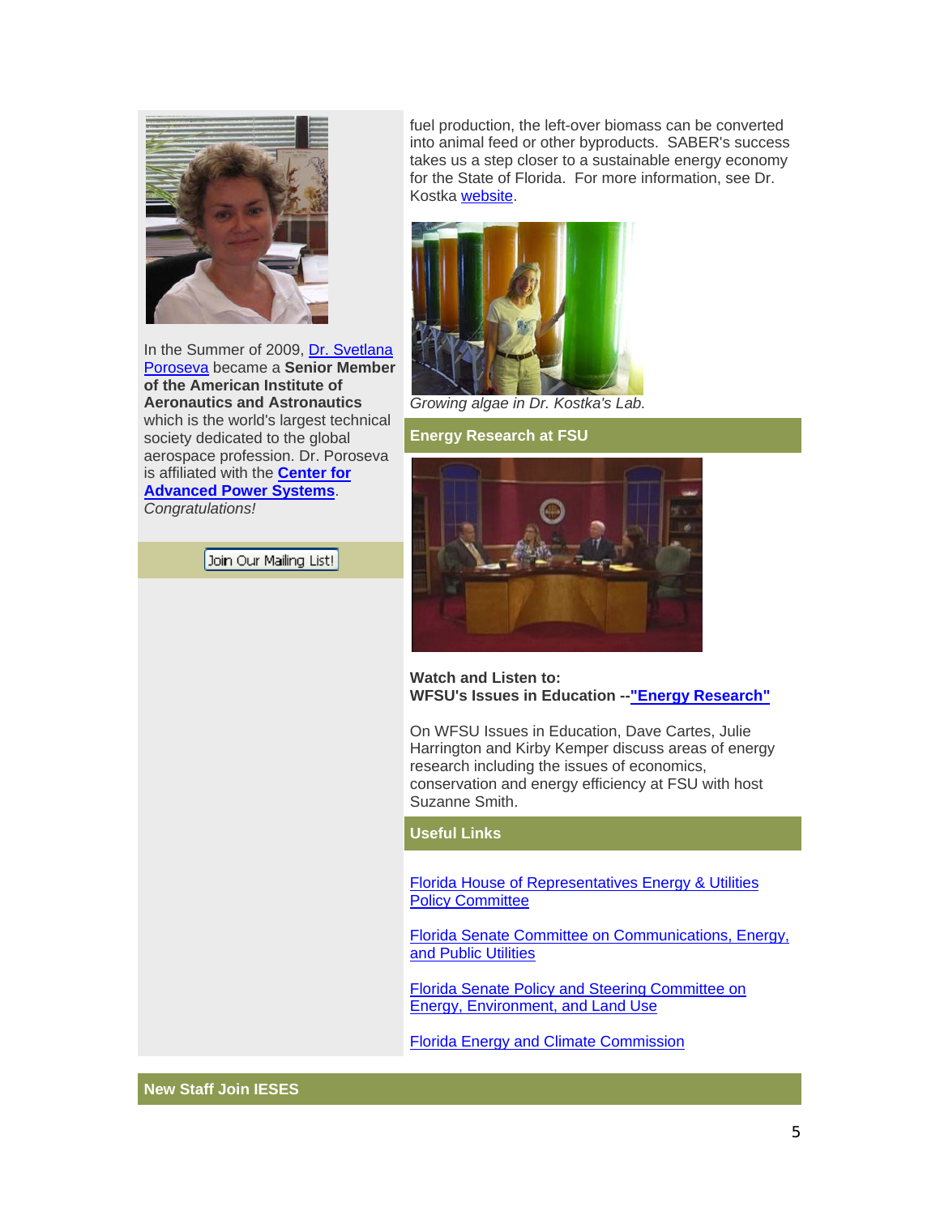In the Summer of 2009, Dr. Svetlana Poroseva became a **Senior Member of the American Institute of Aeronautics and Astronautics** which is the world's largest technical society dedicated to the global aerospace profession. Dr. Poroseva is affiliated with the **Center for Advanced Power Systems**. *Congratulations!*

Join Our Mailing List!

fuel production, the left-over biomass can be converted into animal feed or other byproducts. SABER's success takes us a step closer to a sustainable energy economy for the State of Florida. For more information, see Dr. Kostka website.

*Growing algae in Dr. Kostka's Lab.*

## Energy Research at FSU

**Watch and Listen to:**
**WFSU's Issues in Education --"Energy Research"**

On WFSU Issues in Education, Dave Cartes, Julie Harrington and Kirby Kemper discuss areas of energy research including the issues of economics, conservation and energy efficiency at FSU with host Suzanne Smith.

## Useful Links

Florida House of Representatives Energy & Utilities Policy Committee

Florida Senate Committee on Communications, Energy, and Public Utilities

Florida Senate Policy and Steering Committee on Energy, Environment, and Land Use

Florida Energy and Climate Commission

## New Staff Join IESES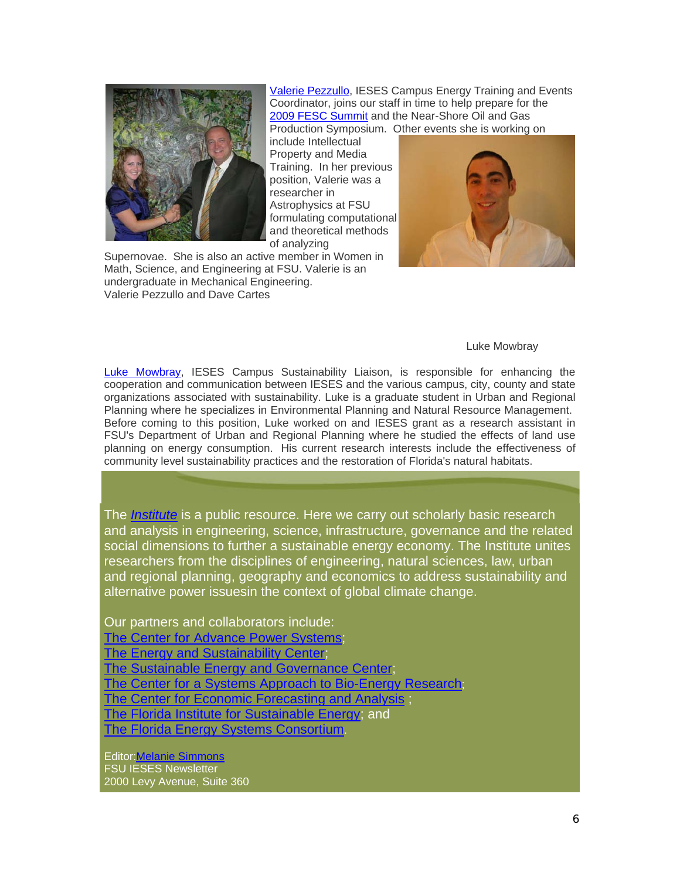[Valerie Pezzullo](), IESES Campus Energy Training and Events Coordinator, joins our staff in time to help prepare for the [2009 FESC Summit]() and the Near-Shore Oil and Gas Production Symposium. Other events she is working on include Intellectual Property and Media Training. In her previous position, Valerie was a researcher in Astrophysics at FSU formulating computational and theoretical methods of analyzing Supernovae. She is also an active member in Women in Math, Science, and Engineering at FSU. Valerie is an undergraduate in Mechanical Engineering.

Valerie Pezzullo and Dave Cartes

Luke Mowbray

[Luke Mowbray](), IESES Campus Sustainability Liaison, is responsible for enhancing the cooperation and communication between IESES and the various campus, city, county and state organizations associated with sustainability. Luke is a graduate student in Urban and Regional Planning where he specializes in Environmental Planning and Natural Resource Management. Before coming to this position, Luke worked on and IESES grant as a research assistant in FSU's Department of Urban and Regional Planning where he studied the effects of land use planning on energy consumption. His current research interests include the effectiveness of community level sustainability practices and the restoration of Florida's natural habitats.

The [*Institute*]() is a public resource. Here we carry out scholarly basic research and analysis in engineering, science, infrastructure, governance and the related social dimensions to further a sustainable energy economy. The Institute unites researchers from the disciplines of engineering, natural sciences, law, urban and regional planning, geography and economics to address sustainability and alternative power issuesin the context of global climate change.

Our partners and collaborators include:
[The Center for Advance Power Systems]();
[The Energy and Sustainability Center]();
[The Sustainable Energy and Governance Center]();
[The Center for a Systems Approach to Bio-Energy Research]();
[The Center for Economic Forecasting and Analysis]() ;
[The Florida Institute for Sustainable Energy](); and
[The Florida Energy Systems Consortium]().

Editor:[Melanie Simmons]()
FSU IESES Newsletter
2000 Levy Avenue, Suite 360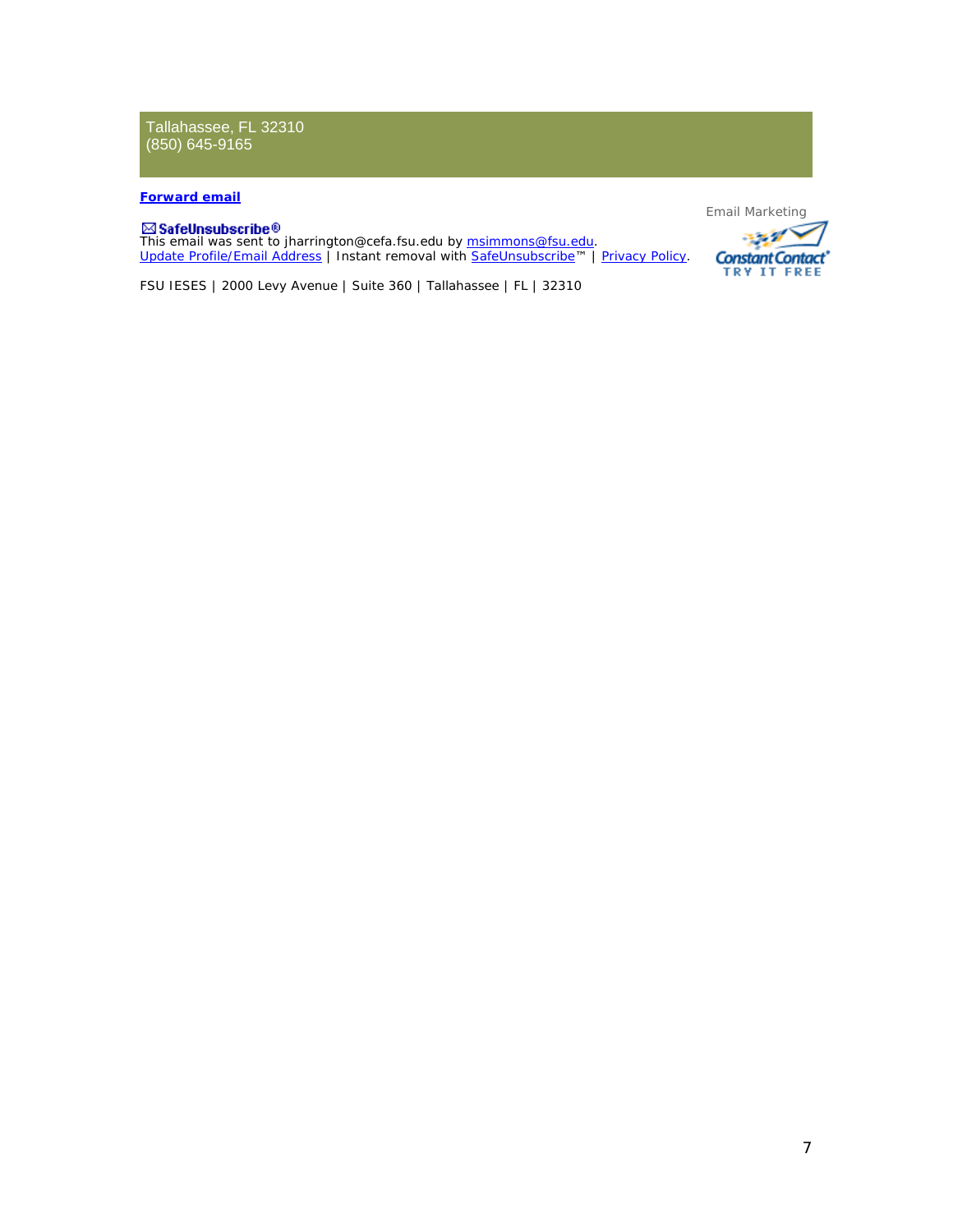Tallahassee, FL 32310
(850) 645-9165

**Forward email**

SafeUnsubscribe®

This email was sent to jharrington@cefa.fsu.edu by msimmons@fsu.edu.
Update Profile/Email Address | Instant removal with SafeUnsubscribe™ | Privacy Policy.

Email Marketing

Constant Contact
TRY IT FREE

FSU IESES | 2000 Levy Avenue | Suite 360 | Tallahassee | FL | 32310